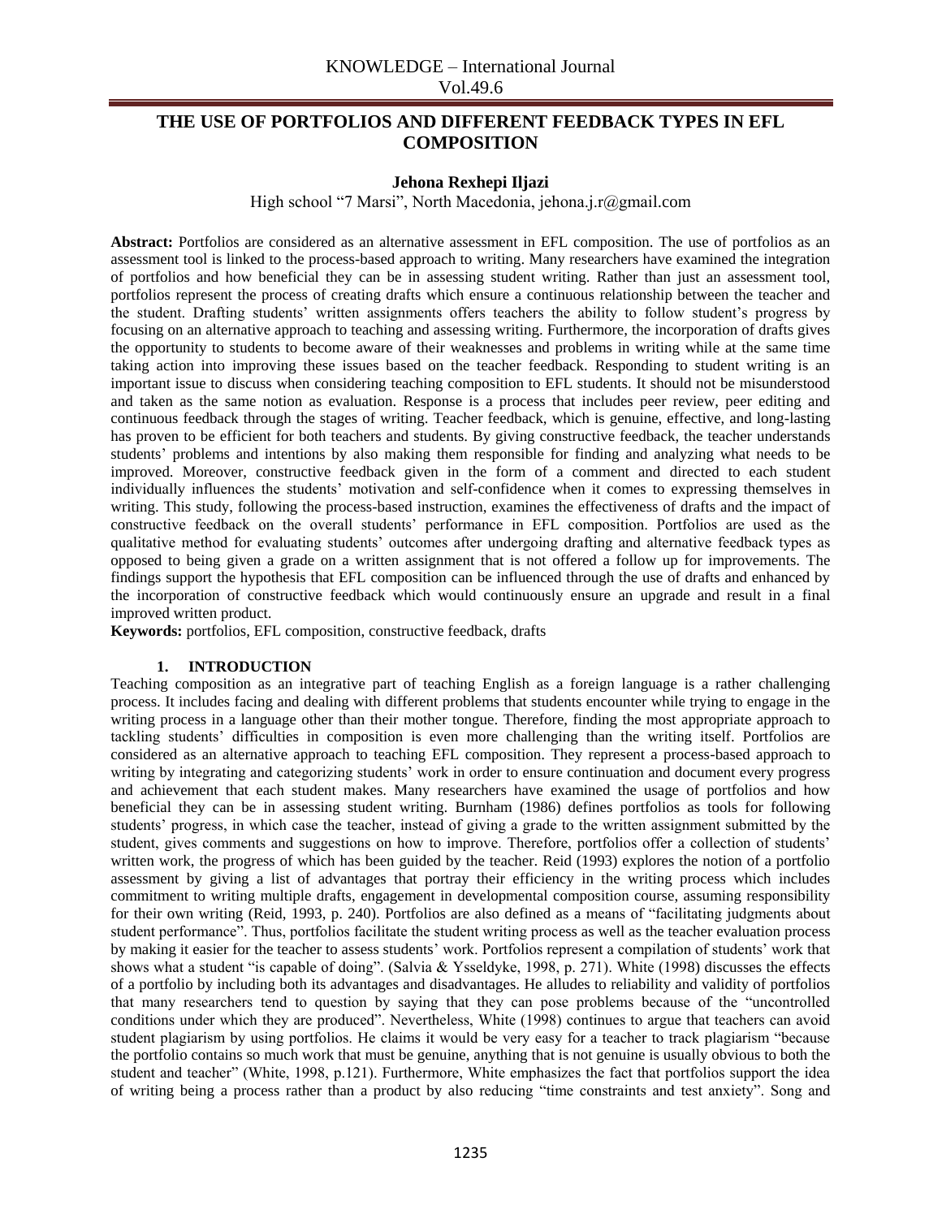# THE USE OF PORTFOLIOS AND DIFFERENT FEEDBACK TYPES IN EFL COMPOSITION

**Jehona Rexhepi Iljazi**

High school "7 Marsi", North Macedonia, jehona.j.r@gmail.com

**Abstract:** Portfolios are considered as an alternative assessment in EFL composition. The use of portfolios as an assessment tool is linked to the process-based approach to writing. Many researchers have examined the integration of portfolios and how beneficial they can be in assessing student writing. Rather than just an assessment tool, portfolios represent the process of creating drafts which ensure a continuous relationship between the teacher and the student. Drafting students' written assignments offers teachers the ability to follow student's progress by focusing on an alternative approach to teaching and assessing writing. Furthermore, the incorporation of drafts gives the opportunity to students to become aware of their weaknesses and problems in writing while at the same time taking action into improving these issues based on the teacher feedback. Responding to student writing is an important issue to discuss when considering teaching composition to EFL students. It should not be misunderstood and taken as the same notion as evaluation. Response is a process that includes peer review, peer editing and continuous feedback through the stages of writing. Teacher feedback, which is genuine, effective, and long-lasting has proven to be efficient for both teachers and students. By giving constructive feedback, the teacher understands students' problems and intentions by also making them responsible for finding and analyzing what needs to be improved. Moreover, constructive feedback given in the form of a comment and directed to each student individually influences the students' motivation and self-confidence when it comes to expressing themselves in writing. This study, following the process-based instruction, examines the effectiveness of drafts and the impact of constructive feedback on the overall students' performance in EFL composition. Portfolios are used as the qualitative method for evaluating students' outcomes after undergoing drafting and alternative feedback types as opposed to being given a grade on a written assignment that is not offered a follow up for improvements. The findings support the hypothesis that EFL composition can be influenced through the use of drafts and enhanced by the incorporation of constructive feedback which would continuously ensure an upgrade and result in a final improved written product.

**Keywords:** portfolios, EFL composition, constructive feedback, drafts

## 1. INTRODUCTION

Teaching composition as an integrative part of teaching English as a foreign language is a rather challenging process. It includes facing and dealing with different problems that students encounter while trying to engage in the writing process in a language other than their mother tongue. Therefore, finding the most appropriate approach to tackling students' difficulties in composition is even more challenging than the writing itself. Portfolios are considered as an alternative approach to teaching EFL composition. They represent a process-based approach to writing by integrating and categorizing students' work in order to ensure continuation and document every progress and achievement that each student makes. Many researchers have examined the usage of portfolios and how beneficial they can be in assessing student writing. Burnham (1986) defines portfolios as tools for following students' progress, in which case the teacher, instead of giving a grade to the written assignment submitted by the student, gives comments and suggestions on how to improve. Therefore, portfolios offer a collection of students' written work, the progress of which has been guided by the teacher. Reid (1993) explores the notion of a portfolio assessment by giving a list of advantages that portray their efficiency in the writing process which includes commitment to writing multiple drafts, engagement in developmental composition course, assuming responsibility for their own writing (Reid, 1993, p. 240). Portfolios are also defined as a means of "facilitating judgments about student performance". Thus, portfolios facilitate the student writing process as well as the teacher evaluation process by making it easier for the teacher to assess students' work. Portfolios represent a compilation of students' work that shows what a student "is capable of doing". (Salvia & Ysseldyke, 1998, p. 271). White (1998) discusses the effects of a portfolio by including both its advantages and disadvantages. He alludes to reliability and validity of portfolios that many researchers tend to question by saying that they can pose problems because of the "uncontrolled conditions under which they are produced". Nevertheless, White (1998) continues to argue that teachers can avoid student plagiarism by using portfolios. He claims it would be very easy for a teacher to track plagiarism "because the portfolio contains so much work that must be genuine, anything that is not genuine is usually obvious to both the student and teacher" (White, 1998, p.121). Furthermore, White emphasizes the fact that portfolios support the idea of writing being a process rather than a product by also reducing "time constraints and test anxiety". Song and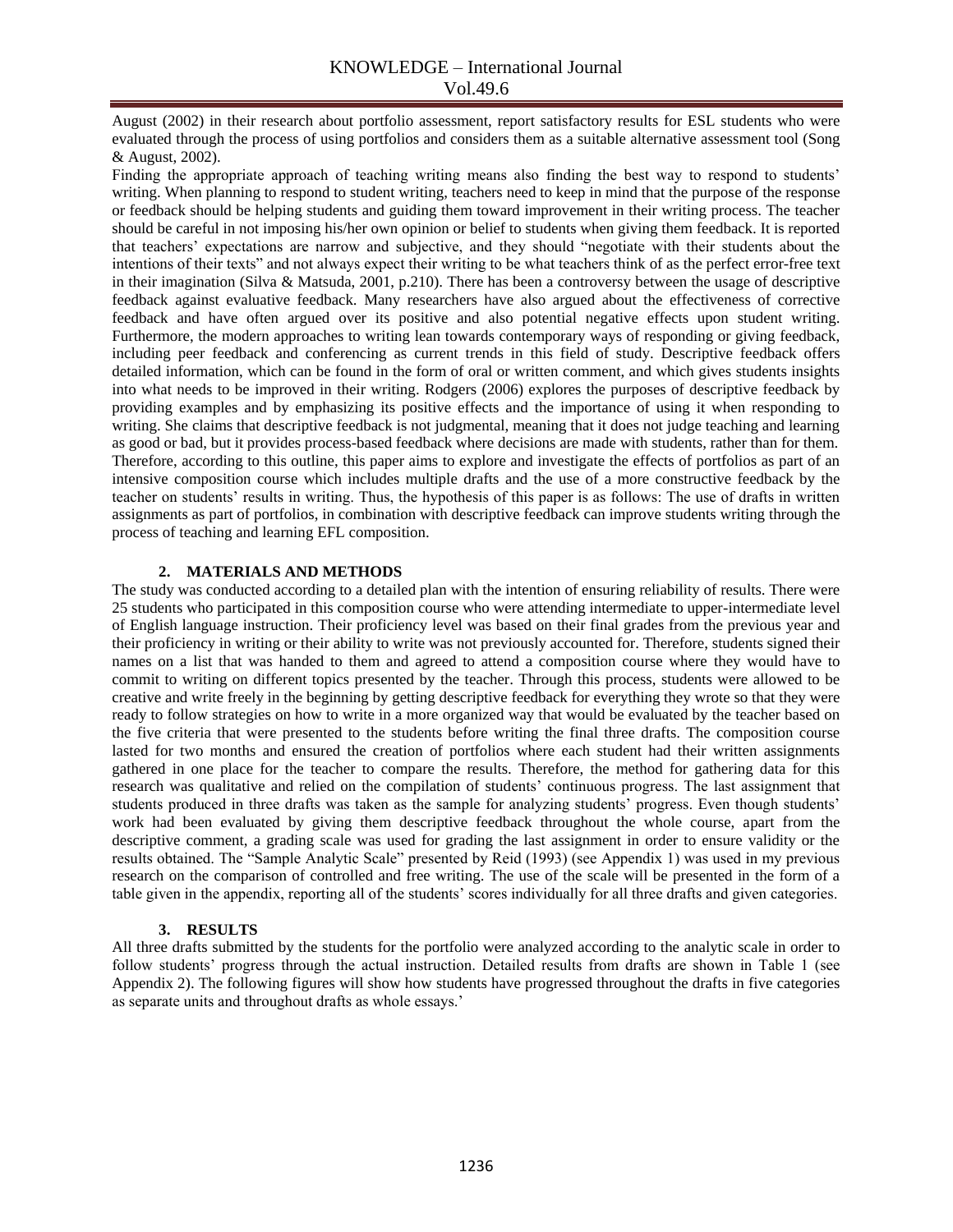August (2002) in their research about portfolio assessment, report satisfactory results for ESL students who were evaluated through the process of using portfolios and considers them as a suitable alternative assessment tool (Song & August, 2002).

Finding the appropriate approach of teaching writing means also finding the best way to respond to students' writing. When planning to respond to student writing, teachers need to keep in mind that the purpose of the response or feedback should be helping students and guiding them toward improvement in their writing process. The teacher should be careful in not imposing his/her own opinion or belief to students when giving them feedback. It is reported that teachers' expectations are narrow and subjective, and they should "negotiate with their students about the intentions of their texts" and not always expect their writing to be what teachers think of as the perfect error-free text in their imagination (Silva & Matsuda, 2001, p.210). There has been a controversy between the usage of descriptive feedback against evaluative feedback. Many researchers have also argued about the effectiveness of corrective feedback and have often argued over its positive and also potential negative effects upon student writing. Furthermore, the modern approaches to writing lean towards contemporary ways of responding or giving feedback, including peer feedback and conferencing as current trends in this field of study. Descriptive feedback offers detailed information, which can be found in the form of oral or written comment, and which gives students insights into what needs to be improved in their writing. Rodgers (2006) explores the purposes of descriptive feedback by providing examples and by emphasizing its positive effects and the importance of using it when responding to writing. She claims that descriptive feedback is not judgmental, meaning that it does not judge teaching and learning as good or bad, but it provides process-based feedback where decisions are made with students, rather than for them. Therefore, according to this outline, this paper aims to explore and investigate the effects of portfolios as part of an intensive composition course which includes multiple drafts and the use of a more constructive feedback by the teacher on students' results in writing. Thus, the hypothesis of this paper is as follows: The use of drafts in written assignments as part of portfolios, in combination with descriptive feedback can improve students writing through the process of teaching and learning EFL composition.

## 2. MATERIALS AND METHODS

The study was conducted according to a detailed plan with the intention of ensuring reliability of results. There were 25 students who participated in this composition course who were attending intermediate to upper-intermediate level of English language instruction. Their proficiency level was based on their final grades from the previous year and their proficiency in writing or their ability to write was not previously accounted for. Therefore, students signed their names on a list that was handed to them and agreed to attend a composition course where they would have to commit to writing on different topics presented by the teacher. Through this process, students were allowed to be creative and write freely in the beginning by getting descriptive feedback for everything they wrote so that they were ready to follow strategies on how to write in a more organized way that would be evaluated by the teacher based on the five criteria that were presented to the students before writing the final three drafts. The composition course lasted for two months and ensured the creation of portfolios where each student had their written assignments gathered in one place for the teacher to compare the results. Therefore, the method for gathering data for this research was qualitative and relied on the compilation of students' continuous progress. The last assignment that students produced in three drafts was taken as the sample for analyzing students' progress. Even though students' work had been evaluated by giving them descriptive feedback throughout the whole course, apart from the descriptive comment, a grading scale was used for grading the last assignment in order to ensure validity or the results obtained. The "Sample Analytic Scale" presented by Reid (1993) (see Appendix 1) was used in my previous research on the comparison of controlled and free writing. The use of the scale will be presented in the form of a table given in the appendix, reporting all of the students' scores individually for all three drafts and given categories.

## 3. RESULTS

All three drafts submitted by the students for the portfolio were analyzed according to the analytic scale in order to follow students' progress through the actual instruction. Detailed results from drafts are shown in Table 1 (see Appendix 2). The following figures will show how students have progressed throughout the drafts in five categories as separate units and throughout drafts as whole essays.'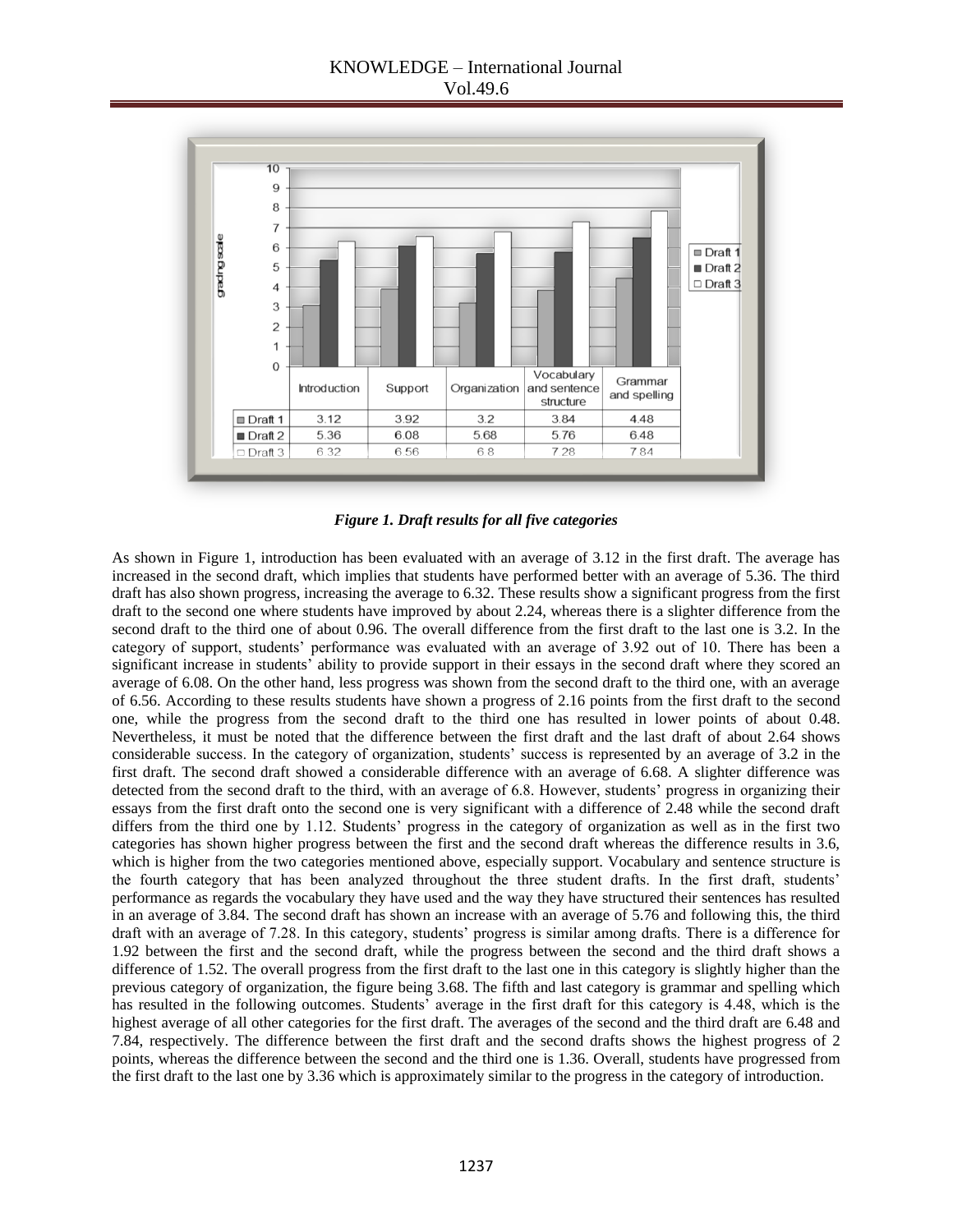| | Introduction | Support | Organization | Vocabulary and sentence structure | Grammar and spelling |
|---|---|---|---|---|---|
| Draft 1 | 3.12 | 3.92 | 3.2 | 3.84 | 4.48 |
| Draft 2 | 5.36 | 6.08 | 5.68 | 5.76 | 6.48 |
| Draft 3 | 6.32 | 6.56 | 6.8 | 7.28 | 7.84 |

***Figure 1. Draft results for all five categories***

As shown in Figure 1, introduction has been evaluated with an average of 3.12 in the first draft. The average has increased in the second draft, which implies that students have performed better with an average of 5.36. The third draft has also shown progress, increasing the average to 6.32. These results show a significant progress from the first draft to the second one where students have improved by about 2.24, whereas there is a slighter difference from the second draft to the third one of about 0.96. The overall difference from the first draft to the last one is 3.2. In the category of support, students' performance was evaluated with an average of 3.92 out of 10. There has been a significant increase in students' ability to provide support in their essays in the second draft where they scored an average of 6.08. On the other hand, less progress was shown from the second draft to the third one, with an average of 6.56. According to these results students have shown a progress of 2.16 points from the first draft to the second one, while the progress from the second draft to the third one has resulted in lower points of about 0.48. Nevertheless, it must be noted that the difference between the first draft and the last draft of about 2.64 shows considerable success. In the category of organization, students' success is represented by an average of 3.2 in the first draft. The second draft showed a considerable difference with an average of 6.68. A slighter difference was detected from the second draft to the third, with an average of 6.8. However, students' progress in organizing their essays from the first draft onto the second one is very significant with a difference of 2.48 while the second draft differs from the third one by 1.12. Students' progress in the category of organization as well as in the first two categories has shown higher progress between the first and the second draft whereas the difference results in 3.6, which is higher from the two categories mentioned above, especially support. Vocabulary and sentence structure is the fourth category that has been analyzed throughout the three student drafts. In the first draft, students' performance as regards the vocabulary they have used and the way they have structured their sentences has resulted in an average of 3.84. The second draft has shown an increase with an average of 5.76 and following this, the third draft with an average of 7.28. In this category, students' progress is similar among drafts. There is a difference for 1.92 between the first and the second draft, while the progress between the second and the third draft shows a difference of 1.52. The overall progress from the first draft to the last one in this category is slightly higher than the previous category of organization, the figure being 3.68. The fifth and last category is grammar and spelling which has resulted in the following outcomes. Students' average in the first draft for this category is 4.48, which is the highest average of all other categories for the first draft. The averages of the second and the third draft are 6.48 and 7.84, respectively. The difference between the first and the second drafts shows the highest progress of 2 points, whereas the difference between the second and the third one is 1.36. Overall, students have progressed from the first draft to the last one by 3.36 which is approximately similar to the progress in the category of introduction.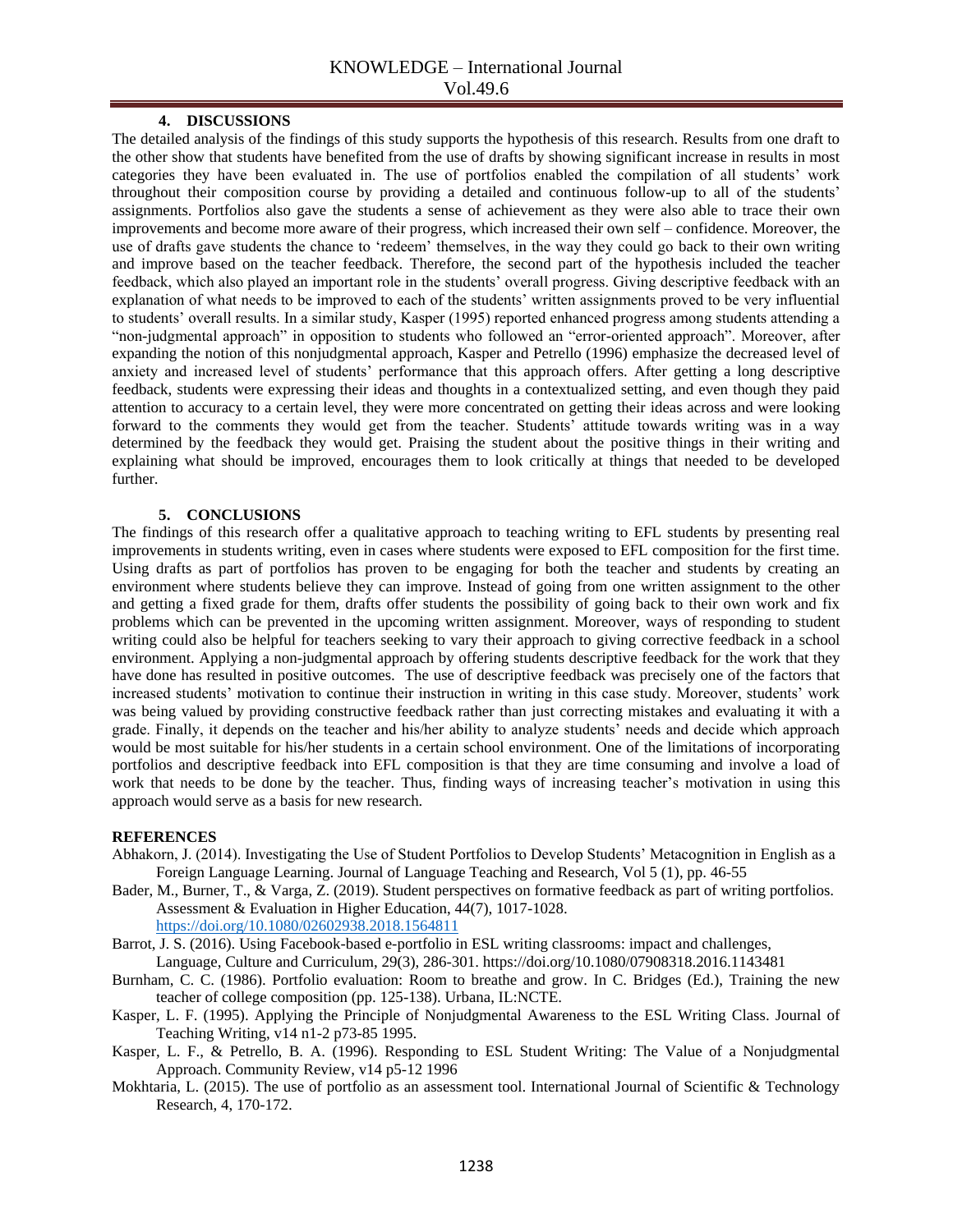## 4. DISCUSSIONS

The detailed analysis of the findings of this study supports the hypothesis of this research. Results from one draft to the other show that students have benefited from the use of drafts by showing significant increase in results in most categories they have been evaluated in. The use of portfolios enabled the compilation of all students' work throughout their composition course by providing a detailed and continuous follow-up to all of the students' assignments. Portfolios also gave the students a sense of achievement as they were also able to trace their own improvements and become more aware of their progress, which increased their own self – confidence. Moreover, the use of drafts gave students the chance to 'redeem' themselves, in the way they could go back to their own writing and improve based on the teacher feedback. Therefore, the second part of the hypothesis included the teacher feedback, which also played an important role in the students' overall progress. Giving descriptive feedback with an explanation of what needs to be improved to each of the students' written assignments proved to be very influential to students' overall results. In a similar study, Kasper (1995) reported enhanced progress among students attending a "non-judgmental approach" in opposition to students who followed an "error-oriented approach". Moreover, after expanding the notion of this nonjudgmental approach, Kasper and Petrello (1996) emphasize the decreased level of anxiety and increased level of students' performance that this approach offers. After getting a long descriptive feedback, students were expressing their ideas and thoughts in a contextualized setting, and even though they paid attention to accuracy to a certain level, they were more concentrated on getting their ideas across and were looking forward to the comments they would get from the teacher. Students' attitude towards writing was in a way determined by the feedback they would get. Praising the student about the positive things in their writing and explaining what should be improved, encourages them to look critically at things that needed to be developed further.

## 5. CONCLUSIONS

The findings of this research offer a qualitative approach to teaching writing to EFL students by presenting real improvements in students writing, even in cases where students were exposed to EFL composition for the first time. Using drafts as part of portfolios has proven to be engaging for both the teacher and students by creating an environment where students believe they can improve. Instead of going from one written assignment to the other and getting a fixed grade for them, drafts offer students the possibility of going back to their own work and fix problems which can be prevented in the upcoming written assignment. Moreover, ways of responding to student writing could also be helpful for teachers seeking to vary their approach to giving corrective feedback in a school environment. Applying a non-judgmental approach by offering students descriptive feedback for the work that they have done has resulted in positive outcomes. The use of descriptive feedback was precisely one of the factors that increased students' motivation to continue their instruction in writing in this case study. Moreover, students' work was being valued by providing constructive feedback rather than just correcting mistakes and evaluating it with a grade. Finally, it depends on the teacher and his/her ability to analyze students' needs and decide which approach would be most suitable for his/her students in a certain school environment. One of the limitations of incorporating portfolios and descriptive feedback into EFL composition is that they are time consuming and involve a load of work that needs to be done by the teacher. Thus, finding ways of increasing teacher's motivation in using this approach would serve as a basis for new research.

## REFERENCES

Abhakorn, J. (2014). Investigating the Use of Student Portfolios to Develop Students' Metacognition in English as a Foreign Language Learning. Journal of Language Teaching and Research, Vol 5 (1), pp. 46-55

Bader, M., Burner, T., & Varga, Z. (2019). Student perspectives on formative feedback as part of writing portfolios. Assessment & Evaluation in Higher Education, 44(7), 1017-1028. https://doi.org/10.1080/02602938.2018.1564811

Barrot, J. S. (2016). Using Facebook-based e-portfolio in ESL writing classrooms: impact and challenges, Language, Culture and Curriculum, 29(3), 286-301. https://doi.org/10.1080/07908318.2016.1143481

Burnham, C. C. (1986). Portfolio evaluation: Room to breathe and grow. In C. Bridges (Ed.), Training the new teacher of college composition (pp. 125-138). Urbana, IL:NCTE.

Kasper, L. F. (1995). Applying the Principle of Nonjudgmental Awareness to the ESL Writing Class. Journal of Teaching Writing, v14 n1-2 p73-85 1995.

Kasper, L. F., & Petrello, B. A. (1996). Responding to ESL Student Writing: The Value of a Nonjudgmental Approach. Community Review, v14 p5-12 1996

Mokhtaria, L. (2015). The use of portfolio as an assessment tool. International Journal of Scientific & Technology Research, 4, 170-172.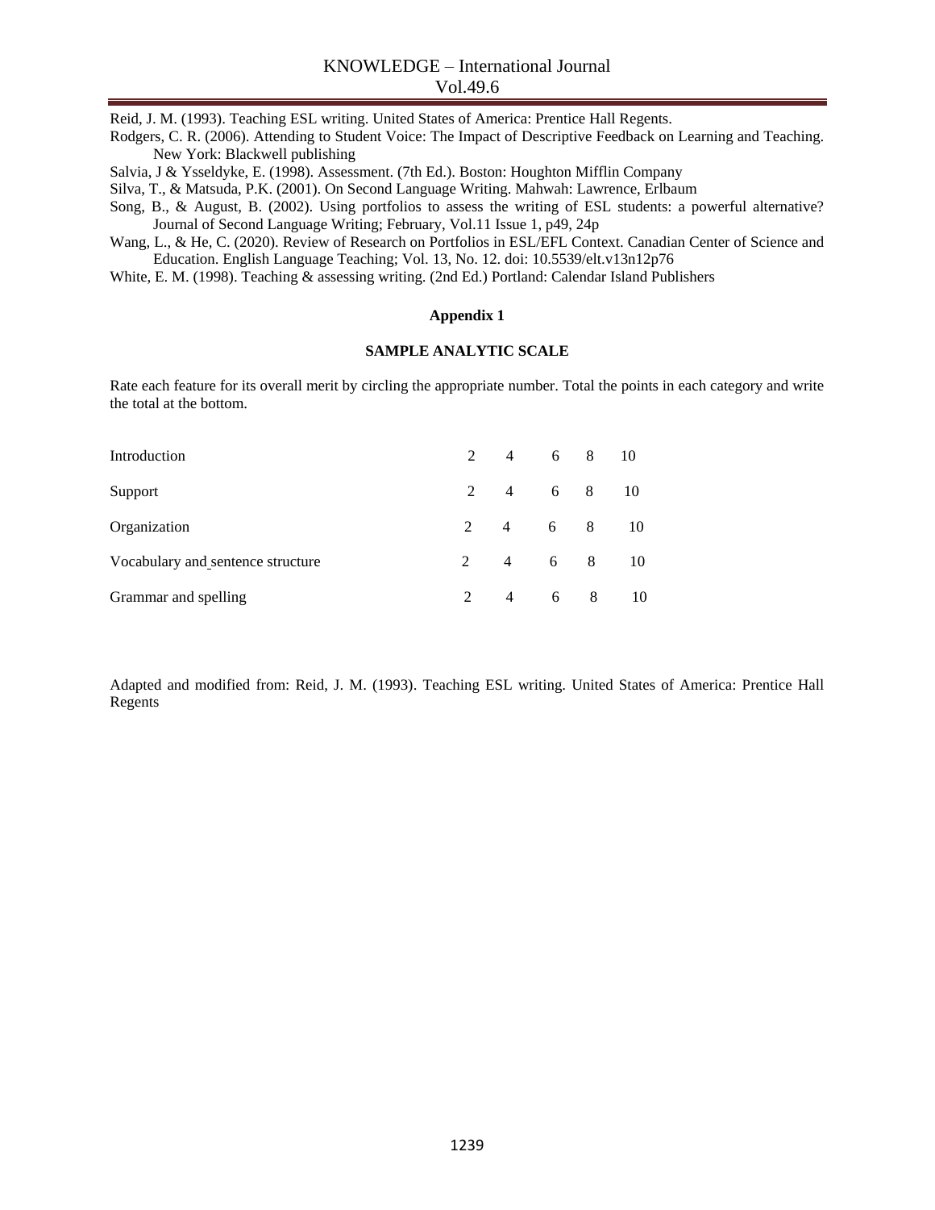Reid, J. M. (1993). Teaching ESL writing. United States of America: Prentice Hall Regents.

Rodgers, C. R. (2006). Attending to Student Voice: The Impact of Descriptive Feedback on Learning and Teaching. New York: Blackwell publishing

Salvia, J & Ysseldyke, E. (1998). Assessment. (7th Ed.). Boston: Houghton Mifflin Company

Silva, T., & Matsuda, P.K. (2001). On Second Language Writing. Mahwah: Lawrence, Erlbaum

Song, B., & August, B. (2002). Using portfolios to assess the writing of ESL students: a powerful alternative? Journal of Second Language Writing; February, Vol.11 Issue 1, p49, 24p

Wang, L., & He, C. (2020). Review of Research on Portfolios in ESL/EFL Context. Canadian Center of Science and Education. English Language Teaching; Vol. 13, No. 12. doi: 10.5539/elt.v13n12p76

White, E. M. (1998). Teaching & assessing writing. (2nd Ed.) Portland: Calendar Island Publishers

**Appendix 1**

**SAMPLE ANALYTIC SCALE**

Rate each feature for its overall merit by circling the appropriate number. Total the points in each category and write the total at the bottom.

| | | | | | |
|---|---|---|---|---|---|
| Introduction | 2 | 4 | 6 | 8 | 10 |
| Support | 2 | 4 | 6 | 8 | 10 |
| Organization | 2 | 4 | 6 | 8 | 10 |
| Vocabulary and sentence structure | 2 | 4 | 6 | 8 | 10 |
| Grammar and spelling | 2 | 4 | 6 | 8 | 10 |

Adapted and modified from: Reid, J. M. (1993). Teaching ESL writing. United States of America: Prentice Hall Regents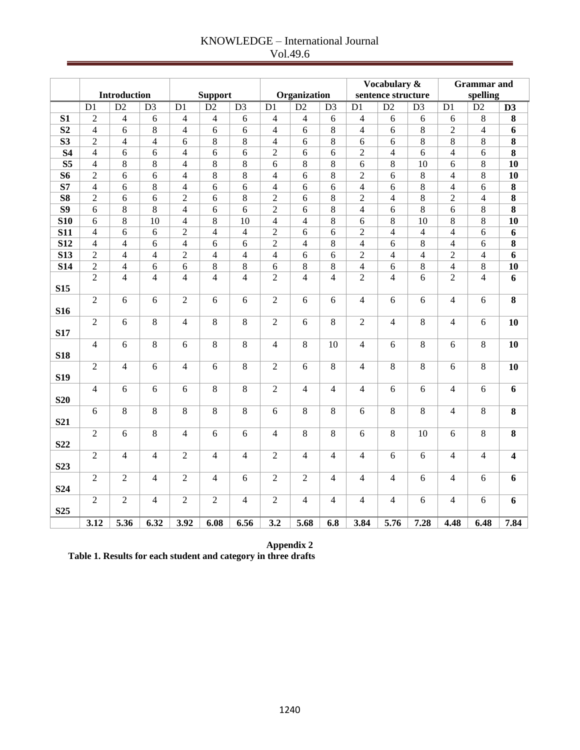| | Introduction | | | Support | | | Organization | | | Vocabulary & sentence structure | | | Grammar and spelling | | |
|---|---|---|---|---|---|---|---|---|---|---|---|---|---|---|---|
| | D1 | D2 | D3 | D1 | D2 | D3 | D1 | D2 | D3 | D1 | D2 | D3 | D1 | D2 | **D3** |
| **S1** | 2 | 4 | 6 | 4 | 4 | 6 | 4 | 4 | 6 | 4 | 6 | 6 | 6 | 8 | **8** |
| **S2** | 4 | 6 | 8 | 4 | 6 | 6 | 4 | 6 | 8 | 4 | 6 | 8 | 2 | 4 | **6** |
| **S3** | 2 | 4 | 4 | 6 | 8 | 8 | 4 | 6 | 8 | 6 | 6 | 8 | 8 | 8 | **8** |
| **S4** | 4 | 6 | 6 | 4 | 6 | 6 | 2 | 6 | 6 | 2 | 4 | 6 | 4 | 6 | **8** |
| **S5** | 4 | 8 | 8 | 4 | 8 | 8 | 6 | 8 | 8 | 6 | 8 | 10 | 6 | 8 | **10** |
| **S6** | 2 | 6 | 6 | 4 | 8 | 8 | 4 | 6 | 8 | 2 | 6 | 8 | 4 | 8 | **10** |
| **S7** | 4 | 6 | 8 | 4 | 6 | 6 | 4 | 6 | 6 | 4 | 6 | 8 | 4 | 6 | **8** |
| **S8** | 2 | 6 | 6 | 2 | 6 | 8 | 2 | 6 | 8 | 2 | 4 | 8 | 2 | 4 | **8** |
| **S9** | 6 | 8 | 8 | 4 | 6 | 6 | 2 | 6 | 8 | 4 | 6 | 8 | 6 | 8 | **8** |
| **S10** | 6 | 8 | 10 | 4 | 8 | 10 | 4 | 4 | 8 | 6 | 8 | 10 | 8 | 8 | **10** |
| **S11** | 4 | 6 | 6 | 2 | 4 | 4 | 2 | 6 | 6 | 2 | 4 | 4 | 4 | 6 | **6** |
| **S12** | 4 | 4 | 6 | 4 | 6 | 6 | 2 | 4 | 8 | 4 | 6 | 8 | 4 | 6 | **8** |
| **S13** | 2 | 4 | 4 | 2 | 4 | 4 | 4 | 6 | 6 | 2 | 4 | 4 | 2 | 4 | **6** |
| **S14** | 2 | 4 | 6 | 6 | 8 | 8 | 6 | 8 | 8 | 4 | 6 | 8 | 4 | 8 | **10** |
| **S15** | 2 | 4 | 4 | 4 | 4 | 4 | 2 | 4 | 4 | 2 | 4 | 6 | 2 | 4 | **6** |
| **S16** | 2 | 6 | 6 | 2 | 6 | 6 | 2 | 6 | 6 | 4 | 6 | 6 | 4 | 6 | **8** |
| **S17** | 2 | 6 | 8 | 4 | 8 | 8 | 2 | 6 | 8 | 2 | 4 | 8 | 4 | 6 | **10** |
| **S18** | 4 | 6 | 8 | 6 | 8 | 8 | 4 | 8 | 10 | 4 | 6 | 8 | 6 | 8 | **10** |
| **S19** | 2 | 4 | 6 | 4 | 6 | 8 | 2 | 6 | 8 | 4 | 8 | 8 | 6 | 8 | **10** |
| **S20** | 4 | 6 | 6 | 6 | 8 | 8 | 2 | 4 | 4 | 4 | 6 | 6 | 4 | 6 | **6** |
| **S21** | 6 | 8 | 8 | 8 | 8 | 8 | 6 | 8 | 8 | 6 | 8 | 8 | 4 | 8 | **8** |
| **S22** | 2 | 6 | 8 | 4 | 6 | 6 | 4 | 8 | 8 | 6 | 8 | 10 | 6 | 8 | **8** |
| **S23** | 2 | 4 | 4 | 2 | 4 | 4 | 2 | 4 | 4 | 4 | 6 | 6 | 4 | 4 | **4** |
| **S24** | 2 | 2 | 4 | 2 | 4 | 6 | 2 | 2 | 4 | 4 | 4 | 6 | 4 | 6 | **6** |
| **S25** | 2 | 2 | 4 | 2 | 2 | 4 | 2 | 4 | 4 | 4 | 4 | 6 | 4 | 6 | **6** |
| | **3.12** | **5.36** | **6.32** | **3.92** | **6.08** | **6.56** | **3.2** | **5.68** | **6.8** | **3.84** | **5.76** | **7.28** | **4.48** | **6.48** | **7.84** |

**Appendix 2**

**Table 1. Results for each student and category in three drafts**